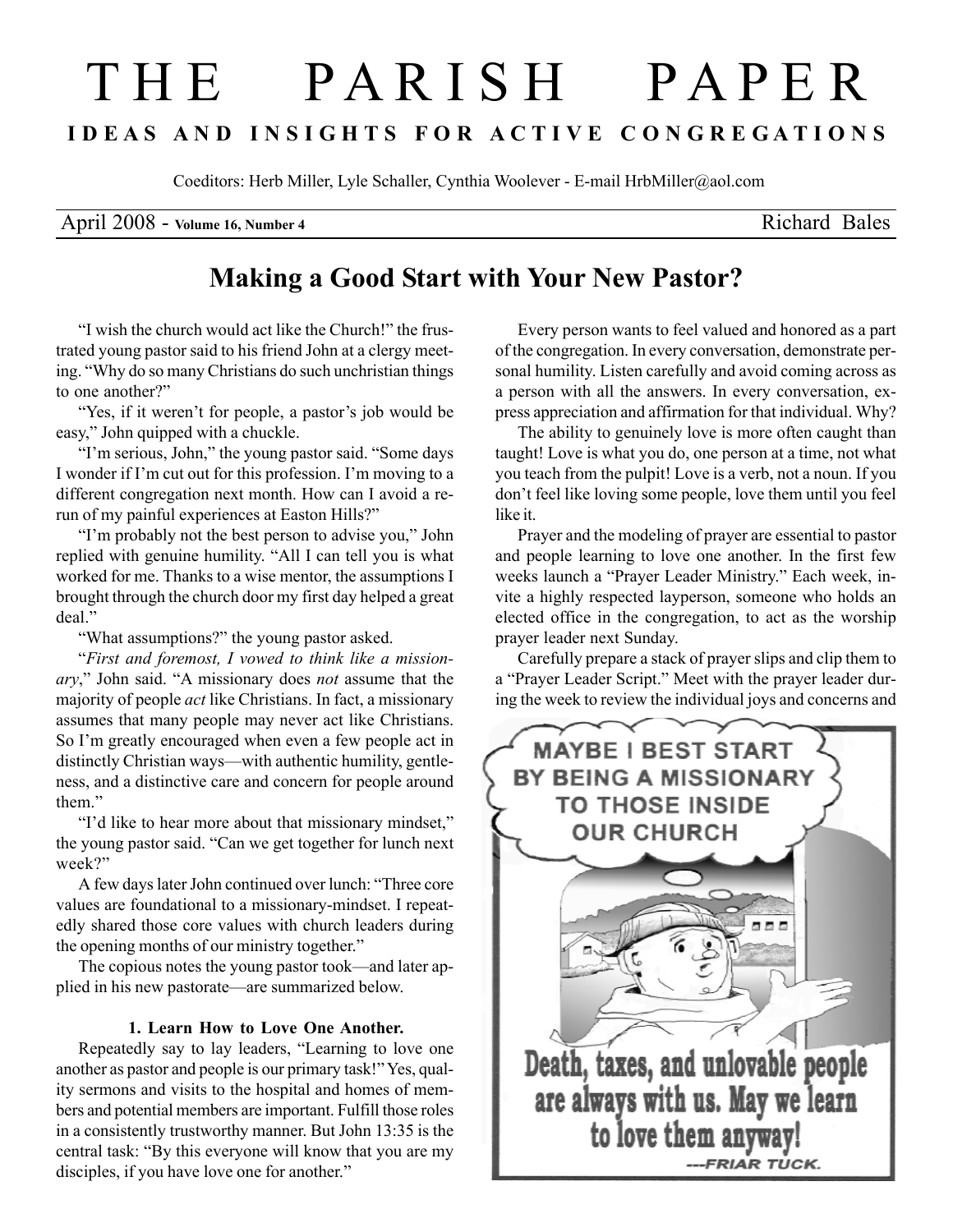# THE PARISH PAPER

**IDEAS AND INSIGHTS FOR ACTIVE CONGREGATIONS**

Coeditors: Herb Miller, Lyle Schaller, Cynthia Woolever - E-mail HrbMiller@aol.com

April 2008 - **Volume 16, Number 4** Richard Bales

## Making a Good Start with Your New Pastor?

"I wish the church would act like the Church!" the frustrated young pastor said to his friend John at a clergy meeting. "Why do so many Christians do such unchristian things to one another?"

"Yes, if it weren't for people, a pastor's job would be easy," John quipped with a chuckle.

"I'm serious, John," the young pastor said. "Some days I wonder if I'm cut out for this profession. I'm moving to a different congregation next month. How can I avoid a rerun of my painful experiences at Easton Hills?"

"I'm probably not the best person to advise you," John replied with genuine humility. "All I can tell you is what worked for me. Thanks to a wise mentor, the assumptions I brought through the church door my first day helped a great deal."

"What assumptions?" the young pastor asked.

"*First and foremost, I vowed to think like a missionary*," John said. "A missionary does *not* assume that the majority of people *act* like Christians. In fact, a missionary assumes that many people may never act like Christians. So I'm greatly encouraged when even a few people act in distinctly Christian ways—with authentic humility, gentleness, and a distinctive care and concern for people around them."

"I'd like to hear more about that missionary mindset," the young pastor said. "Can we get together for lunch next week?"

A few days later John continued over lunch: "Three core values are foundational to a missionary-mindset. I repeatedly shared those core values with church leaders during the opening months of our ministry together."

The copious notes the young pastor took—and later applied in his new pastorate—are summarized below.

### 1. Learn How to Love One Another.

Repeatedly say to lay leaders, "Learning to love one another as pastor and people is our primary task!" Yes, quality sermons and visits to the hospital and homes of members and potential members are important. Fulfill those roles in a consistently trustworthy manner. But John 13:35 is the central task: "By this everyone will know that you are my disciples, if you have love one for another."

Every person wants to feel valued and honored as a part of the congregation. In every conversation, demonstrate personal humility. Listen carefully and avoid coming across as a person with all the answers. In every conversation, express appreciation and affirmation for that individual. Why?

The ability to genuinely love is more often caught than taught! Love is what you do, one person at a time, not what you teach from the pulpit! Love is a verb, not a noun. If you don't feel like loving some people, love them until you feel like it.

Prayer and the modeling of prayer are essential to pastor and people learning to love one another. In the first few weeks launch a "Prayer Leader Ministry." Each week, invite a highly respected layperson, someone who holds an elected office in the congregation, to act as the worship prayer leader next Sunday.

Carefully prepare a stack of prayer slips and clip them to a "Prayer Leader Script." Meet with the prayer leader during the week to review the individual joys and concerns and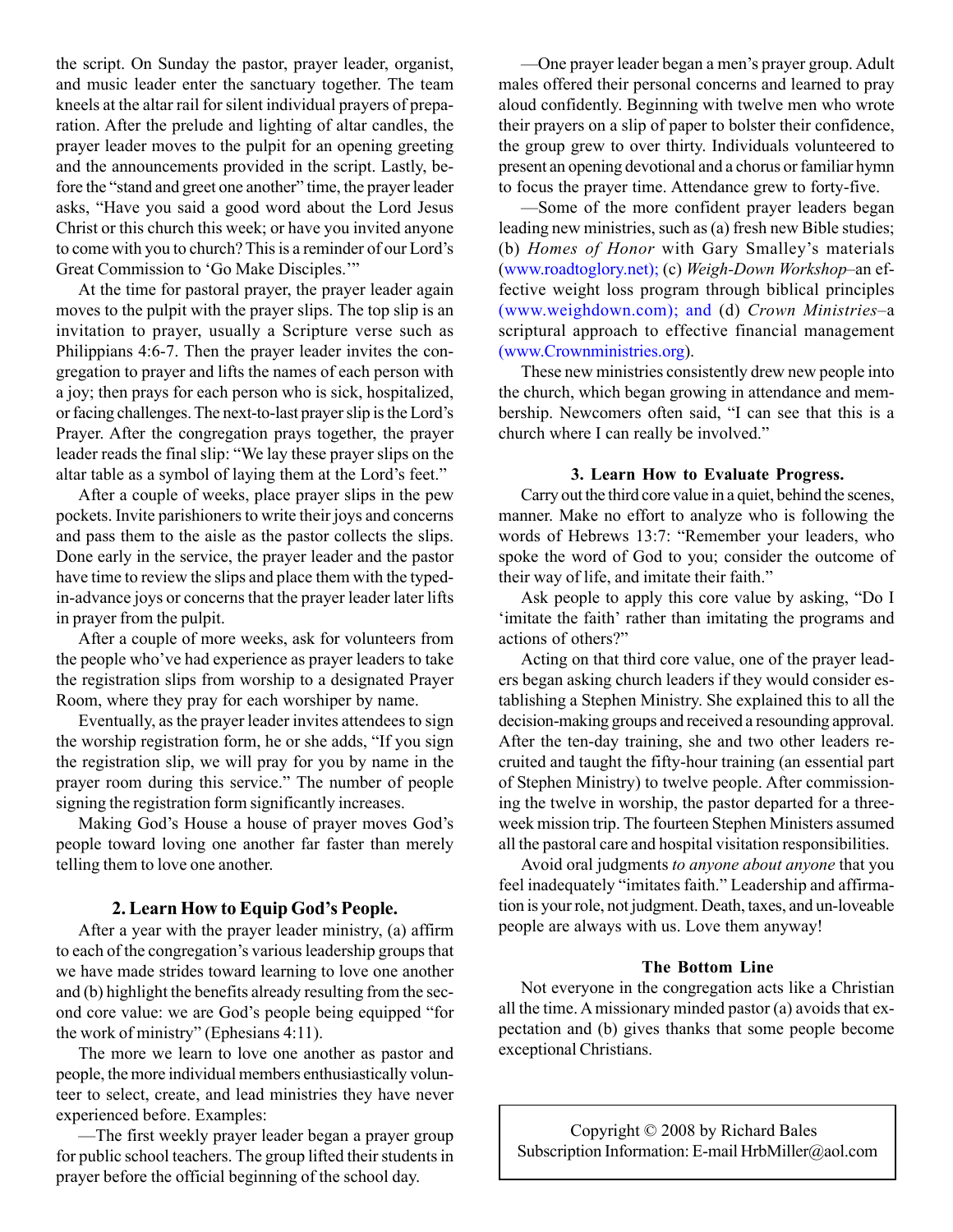the script. On Sunday the pastor, prayer leader, organist, and music leader enter the sanctuary together. The team kneels at the altar rail for silent individual prayers of preparation. After the prelude and lighting of altar candles, the prayer leader moves to the pulpit for an opening greeting and the announcements provided in the script. Lastly, before the "stand and greet one another" time, the prayer leader asks, "Have you said a good word about the Lord Jesus Christ or this church this week; or have you invited anyone to come with you to church? This is a reminder of our Lord's Great Commission to 'Go Make Disciples.'"

At the time for pastoral prayer, the prayer leader again moves to the pulpit with the prayer slips. The top slip is an invitation to prayer, usually a Scripture verse such as Philippians 4:6-7. Then the prayer leader invites the congregation to prayer and lifts the names of each person with a joy; then prays for each person who is sick, hospitalized, or facing challenges. The next-to-last prayer slip is the Lord's Prayer. After the congregation prays together, the prayer leader reads the final slip: "We lay these prayer slips on the altar table as a symbol of laying them at the Lord's feet."

After a couple of weeks, place prayer slips in the pew pockets. Invite parishioners to write their joys and concerns and pass them to the aisle as the pastor collects the slips. Done early in the service, the prayer leader and the pastor have time to review the slips and place them with the typed-in-advance joys or concerns that the prayer leader later lifts in prayer from the pulpit.

After a couple of more weeks, ask for volunteers from the people who've had experience as prayer leaders to take the registration slips from worship to a designated Prayer Room, where they pray for each worshiper by name.

Eventually, as the prayer leader invites attendees to sign the worship registration form, he or she adds, "If you sign the registration slip, we will pray for you by name in the prayer room during this service." The number of people signing the registration form significantly increases.

Making God's House a house of prayer moves God's people toward loving one another far faster than merely telling them to love one another.

## 2. Learn How to Equip God's People.

After a year with the prayer leader ministry, (a) affirm to each of the congregation's various leadership groups that we have made strides toward learning to love one another and (b) highlight the benefits already resulting from the second core value: we are God's people being equipped "for the work of ministry" (Ephesians 4:11).

The more we learn to love one another as pastor and people, the more individual members enthusiastically volunteer to select, create, and lead ministries they have never experienced before. Examples:

—The first weekly prayer leader began a prayer group for public school teachers. The group lifted their students in prayer before the official beginning of the school day.

—One prayer leader began a men's prayer group. Adult males offered their personal concerns and learned to pray aloud confidently. Beginning with twelve men who wrote their prayers on a slip of paper to bolster their confidence, the group grew to over thirty. Individuals volunteered to present an opening devotional and a chorus or familiar hymn to focus the prayer time. Attendance grew to forty-five.

—Some of the more confident prayer leaders began leading new ministries, such as (a) fresh new Bible studies; (b) *Homes of Honor* with Gary Smalley's materials (www.roadtoglory.net); (c) *Weigh-Down Workshop*–an effective weight loss program through biblical principles (www.weighdown.com); and (d) *Crown Ministries*–a scriptural approach to effective financial management (www.Crownministries.org).

These new ministries consistently drew new people into the church, which began growing in attendance and membership. Newcomers often said, "I can see that this is a church where I can really be involved."

## 3. Learn How to Evaluate Progress.

Carry out the third core value in a quiet, behind the scenes, manner. Make no effort to analyze who is following the words of Hebrews 13:7: "Remember your leaders, who spoke the word of God to you; consider the outcome of their way of life, and imitate their faith."

Ask people to apply this core value by asking, "Do I 'imitate the faith' rather than imitating the programs and actions of others?"

Acting on that third core value, one of the prayer leaders began asking church leaders if they would consider establishing a Stephen Ministry. She explained this to all the decision-making groups and received a resounding approval. After the ten-day training, she and two other leaders recruited and taught the fifty-hour training (an essential part of Stephen Ministry) to twelve people. After commissioning the twelve in worship, the pastor departed for a three-week mission trip. The fourteen Stephen Ministers assumed all the pastoral care and hospital visitation responsibilities.

Avoid oral judgments *to anyone about anyone* that you feel inadequately "imitates faith." Leadership and affirmation is your role, not judgment. Death, taxes, and un-loveable people are always with us. Love them anyway!

## The Bottom Line

Not everyone in the congregation acts like a Christian all the time. A missionary minded pastor (a) avoids that expectation and (b) gives thanks that some people become exceptional Christians.

Copyright © 2008 by Richard Bales
Subscription Information: E-mail HrbMiller@aol.com